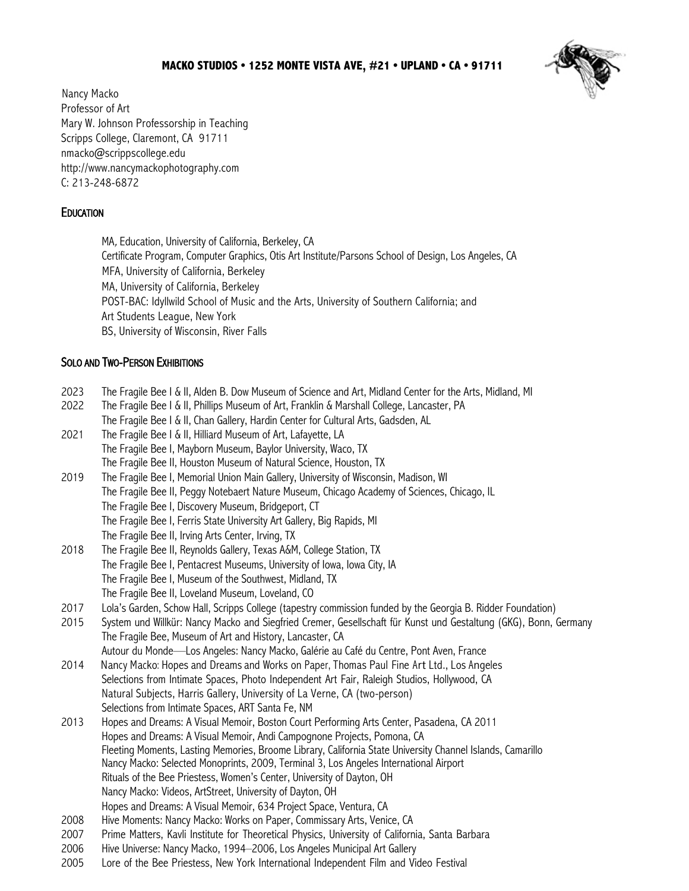**MACKO STUDIOS • 1252 MONTE VISTA AVE, #21 • UPLAND • CA • 91711**

Nancy Macko
Professor of Art
Mary W. Johnson Professorship in Teaching
Scripps College, Claremont, CA 91711
nmacko@scrippscollege.edu
http://www.nancymackophotography.com
C: 213-248-6872

## Education

MA, Education, University of California, Berkeley, CA
Certificate Program, Computer Graphics, Otis Art Institute/Parsons School of Design, Los Angeles, CA
MFA, University of California, Berkeley
MA, University of California, Berkeley
POST-BAC: Idyllwild School of Music and the Arts, University of Southern California; and
Art Students League, New York
BS, University of Wisconsin, River Falls

## Solo and Two-Person Exhibitions

2023 The Fragile Bee I & II, Alden B. Dow Museum of Science and Art, Midland Center for the Arts, Midland, MI

2022 The Fragile Bee I & II, Phillips Museum of Art, Franklin & Marshall College, Lancaster, PA
The Fragile Bee I & II, Chan Gallery, Hardin Center for Cultural Arts, Gadsden, AL

2021 The Fragile Bee I & II, Hilliard Museum of Art, Lafayette, LA
The Fragile Bee I, Mayborn Museum, Baylor University, Waco, TX
The Fragile Bee II, Houston Museum of Natural Science, Houston, TX

2019 The Fragile Bee I, Memorial Union Main Gallery, University of Wisconsin, Madison, WI
The Fragile Bee II, Peggy Notebaert Nature Museum, Chicago Academy of Sciences, Chicago, IL
The Fragile Bee I, Discovery Museum, Bridgeport, CT
The Fragile Bee I, Ferris State University Art Gallery, Big Rapids, MI
The Fragile Bee II, Irving Arts Center, Irving, TX

2018 The Fragile Bee II, Reynolds Gallery, Texas A&M, College Station, TX
The Fragile Bee I, Pentacrest Museums, University of Iowa, Iowa City, IA
The Fragile Bee I, Museum of the Southwest, Midland, TX
The Fragile Bee II, Loveland Museum, Loveland, CO

2017 Lola's Garden, Schow Hall, Scripps College (tapestry commission funded by the Georgia B. Ridder Foundation)

2015 System und Willkür: Nancy Macko and Siegfried Cremer, Gesellschaft für Kunst und Gestaltung (GKG), Bonn, Germany
The Fragile Bee, Museum of Art and History, Lancaster, CA
Autour du Monde—Los Angeles: Nancy Macko, Galérie au Café du Centre, Pont Aven, France

2014 Nancy Macko: Hopes and Dreams and Works on Paper, Thomas Paul Fine Art Ltd., Los Angeles
Selections from Intimate Spaces, Photo Independent Art Fair, Raleigh Studios, Hollywood, CA
Natural Subjects, Harris Gallery, University of La Verne, CA (two-person)
Selections from Intimate Spaces, ART Santa Fe, NM

2013 Hopes and Dreams: A Visual Memoir, Boston Court Performing Arts Center, Pasadena, CA 2011
Hopes and Dreams: A Visual Memoir, Andi Campognone Projects, Pomona, CA
Fleeting Moments, Lasting Memories, Broome Library, California State University Channel Islands, Camarillo
Nancy Macko: Selected Monoprints, 2009, Terminal 3, Los Angeles International Airport
Rituals of the Bee Priestess, Women's Center, University of Dayton, OH
Nancy Macko: Videos, ArtStreet, University of Dayton, OH
Hopes and Dreams: A Visual Memoir, 634 Project Space, Ventura, CA

2008 Hive Moments: Nancy Macko: Works on Paper, Commissary Arts, Venice, CA

2007 Prime Matters, Kavli Institute for Theoretical Physics, University of California, Santa Barbara

2006 Hive Universe: Nancy Macko, 1994–2006, Los Angeles Municipal Art Gallery

2005 Lore of the Bee Priestess, New York International Independent Film and Video Festival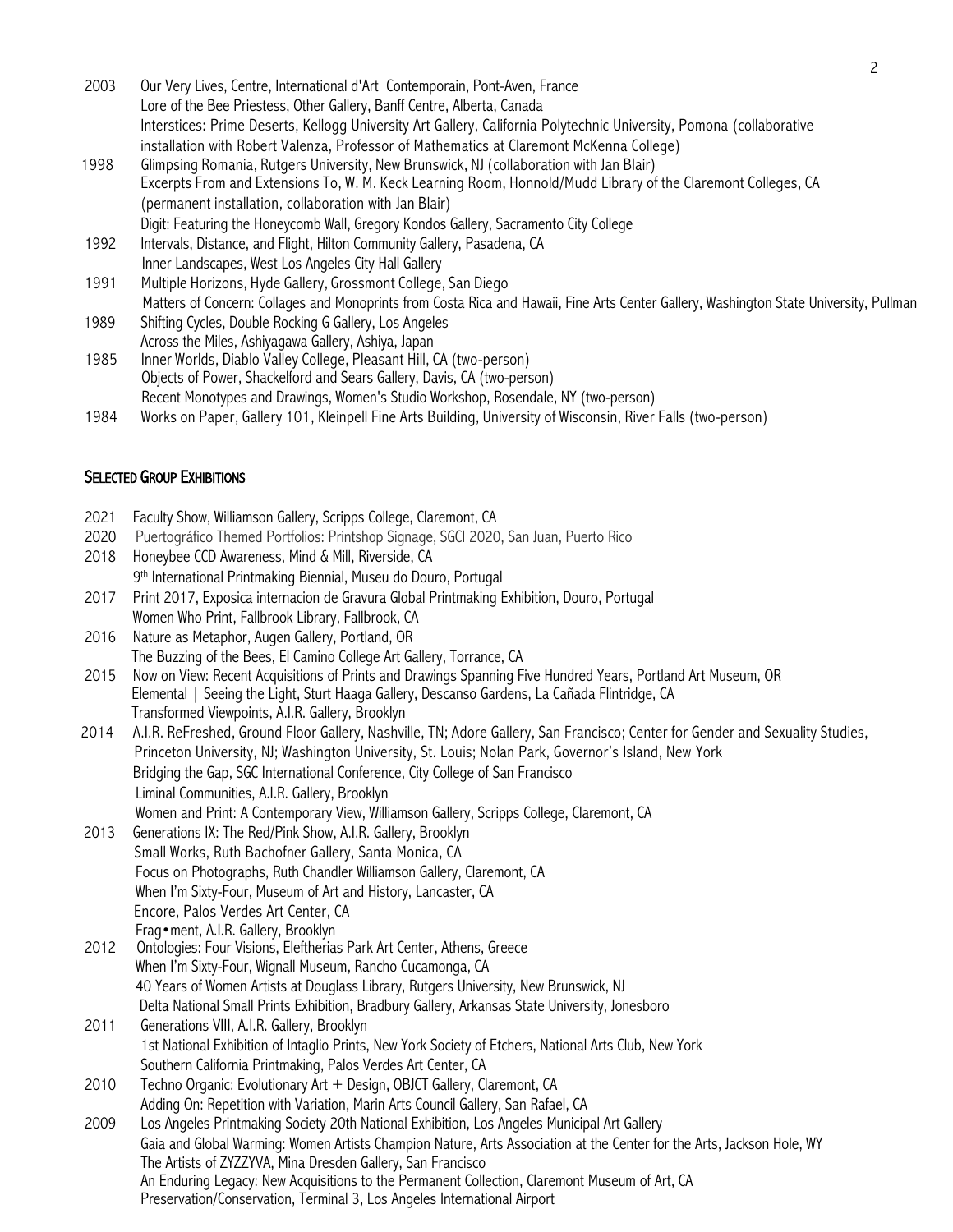2003 Our Very Lives, Centre, International d'Art Contemporain, Pont-Aven, France
Lore of the Bee Priestess, Other Gallery, Banff Centre, Alberta, Canada
Interstices: Prime Deserts, Kellogg University Art Gallery, California Polytechnic University, Pomona (collaborative installation with Robert Valenza, Professor of Mathematics at Claremont McKenna College)

1998 Glimpsing Romania, Rutgers University, New Brunswick, NJ (collaboration with Jan Blair)
Excerpts From and Extensions To, W. M. Keck Learning Room, Honnold/Mudd Library of the Claremont Colleges, CA (permanent installation, collaboration with Jan Blair)
Digit: Featuring the Honeycomb Wall, Gregory Kondos Gallery, Sacramento City College

1992 Intervals, Distance, and Flight, Hilton Community Gallery, Pasadena, CA
Inner Landscapes, West Los Angeles City Hall Gallery

1991 Multiple Horizons, Hyde Gallery, Grossmont College, San Diego
Matters of Concern: Collages and Monoprints from Costa Rica and Hawaii, Fine Arts Center Gallery, Washington State University, Pullman

1989 Shifting Cycles, Double Rocking G Gallery, Los Angeles
Across the Miles, Ashiyagawa Gallery, Ashiya, Japan

1985 Inner Worlds, Diablo Valley College, Pleasant Hill, CA (two-person)
Objects of Power, Shackelford and Sears Gallery, Davis, CA (two-person)
Recent Monotypes and Drawings, Women's Studio Workshop, Rosendale, NY (two-person)

1984 Works on Paper, Gallery 101, Kleinpell Fine Arts Building, University of Wisconsin, River Falls (two-person)

## SELECTED GROUP EXHIBITIONS

2021 Faculty Show, Williamson Gallery, Scripps College, Claremont, CA

2020 Puertográfico Themed Portfolios: Printshop Signage, SGCI 2020, San Juan, Puerto Rico

2018 Honeybee CCD Awareness, Mind & Mill, Riverside, CA
9th International Printmaking Biennial, Museu do Douro, Portugal

2017 Print 2017, Exposica internacion de Gravura Global Printmaking Exhibition, Douro, Portugal
Women Who Print, Fallbrook Library, Fallbrook, CA

2016 Nature as Metaphor, Augen Gallery, Portland, OR
The Buzzing of the Bees, El Camino College Art Gallery, Torrance, CA

2015 Now on View: Recent Acquisitions of Prints and Drawings Spanning Five Hundred Years, Portland Art Museum, OR
Elemental | Seeing the Light, Sturt Haaga Gallery, Descanso Gardens, La Cañada Flintridge, CA
Transformed Viewpoints, A.I.R. Gallery, Brooklyn

2014 A.I.R. ReFreshed, Ground Floor Gallery, Nashville, TN; Adore Gallery, San Francisco; Center for Gender and Sexuality Studies, Princeton University, NJ; Washington University, St. Louis; Nolan Park, Governor's Island, New York
Bridging the Gap, SGC International Conference, City College of San Francisco
Liminal Communities, A.I.R. Gallery, Brooklyn
Women and Print: A Contemporary View, Williamson Gallery, Scripps College, Claremont, CA

2013 Generations IX: The Red/Pink Show, A.I.R. Gallery, Brooklyn
Small Works, Ruth Bachofner Gallery, Santa Monica, CA
Focus on Photographs, Ruth Chandler Williamson Gallery, Claremont, CA
When I'm Sixty-Four, Museum of Art and History, Lancaster, CA
Encore, Palos Verdes Art Center, CA
Frag•ment, A.I.R. Gallery, Brooklyn

2012 Ontologies: Four Visions, Eleftherias Park Art Center, Athens, Greece
When I'm Sixty-Four, Wignall Museum, Rancho Cucamonga, CA
40 Years of Women Artists at Douglass Library, Rutgers University, New Brunswick, NJ
Delta National Small Prints Exhibition, Bradbury Gallery, Arkansas State University, Jonesboro

2011 Generations VIII, A.I.R. Gallery, Brooklyn
1st National Exhibition of Intaglio Prints, New York Society of Etchers, National Arts Club, New York
Southern California Printmaking, Palos Verdes Art Center, CA

2010 Techno Organic: Evolutionary Art + Design, OBJCT Gallery, Claremont, CA
Adding On: Repetition with Variation, Marin Arts Council Gallery, San Rafael, CA

2009 Los Angeles Printmaking Society 20th National Exhibition, Los Angeles Municipal Art Gallery
Gaia and Global Warming: Women Artists Champion Nature, Arts Association at the Center for the Arts, Jackson Hole, WY
The Artists of ZYZZYVA, Mina Dresden Gallery, San Francisco
An Enduring Legacy: New Acquisitions to the Permanent Collection, Claremont Museum of Art, CA
Preservation/Conservation, Terminal 3, Los Angeles International Airport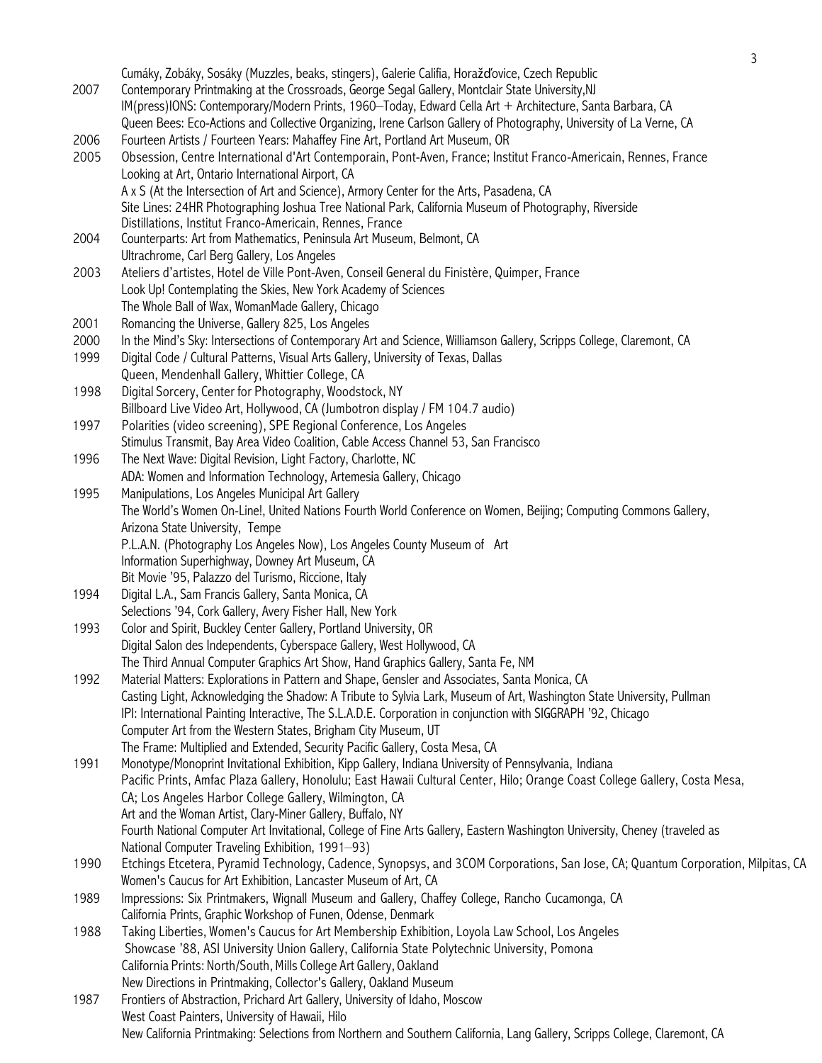Cumáky, Zobáky, Sosáky (Muzzles, beaks, stingers), Galerie Califia, Horažďovice, Czech Republic

2007 Contemporary Printmaking at the Crossroads, George Segal Gallery, Montclair State University,NJ
IM(press)IONS: Contemporary/Modern Prints, 1960–Today, Edward Cella Art + Architecture, Santa Barbara, CA
Queen Bees: Eco-Actions and Collective Organizing, Irene Carlson Gallery of Photography, University of La Verne, CA

2006 Fourteen Artists / Fourteen Years: Mahaffey Fine Art, Portland Art Museum, OR

2005 Obsession, Centre International d'Art Contemporain, Pont-Aven, France; Institut Franco-Americain, Rennes, France
Looking at Art, Ontario International Airport, CA
A x S (At the Intersection of Art and Science), Armory Center for the Arts, Pasadena, CA
Site Lines: 24HR Photographing Joshua Tree National Park, California Museum of Photography, Riverside
Distillations, Institut Franco-Americain, Rennes, France

2004 Counterparts: Art from Mathematics, Peninsula Art Museum, Belmont, CA
Ultrachrome, Carl Berg Gallery, Los Angeles

2003 Ateliers d'artistes, Hotel de Ville Pont-Aven, Conseil General du Finistère, Quimper, France
Look Up! Contemplating the Skies, New York Academy of Sciences
The Whole Ball of Wax, WomanMade Gallery, Chicago

2001 Romancing the Universe, Gallery 825, Los Angeles

2000 In the Mind's Sky: Intersections of Contemporary Art and Science, Williamson Gallery, Scripps College, Claremont, CA

1999 Digital Code / Cultural Patterns, Visual Arts Gallery, University of Texas, Dallas
Queen, Mendenhall Gallery, Whittier College, CA

1998 Digital Sorcery, Center for Photography, Woodstock, NY
Billboard Live Video Art, Hollywood, CA (Jumbotron display / FM 104.7 audio)

1997 Polarities (video screening), SPE Regional Conference, Los Angeles
Stimulus Transmit, Bay Area Video Coalition, Cable Access Channel 53, San Francisco

1996 The Next Wave: Digital Revision, Light Factory, Charlotte, NC
ADA: Women and Information Technology, Artemesia Gallery, Chicago

1995 Manipulations, Los Angeles Municipal Art Gallery
The World's Women On-Line!, United Nations Fourth World Conference on Women, Beijing; Computing Commons Gallery, Arizona State University, Tempe
P.L.A.N. (Photography Los Angeles Now), Los Angeles County Museum of Art
Information Superhighway, Downey Art Museum, CA
Bit Movie '95, Palazzo del Turismo, Riccione, Italy

1994 Digital L.A., Sam Francis Gallery, Santa Monica, CA
Selections '94, Cork Gallery, Avery Fisher Hall, New York

1993 Color and Spirit, Buckley Center Gallery, Portland University, OR
Digital Salon des Independents, Cyberspace Gallery, West Hollywood, CA
The Third Annual Computer Graphics Art Show, Hand Graphics Gallery, Santa Fe, NM

1992 Material Matters: Explorations in Pattern and Shape, Gensler and Associates, Santa Monica, CA
Casting Light, Acknowledging the Shadow: A Tribute to Sylvia Lark, Museum of Art, Washington State University, Pullman
IPI: International Painting Interactive, The S.L.A.D.E. Corporation in conjunction with SIGGRAPH '92, Chicago
Computer Art from the Western States, Brigham City Museum, UT
The Frame: Multiplied and Extended, Security Pacific Gallery, Costa Mesa, CA

1991 Monotype/Monoprint Invitational Exhibition, Kipp Gallery, Indiana University of Pennsylvania, Indiana
Pacific Prints, Amfac Plaza Gallery, Honolulu; East Hawaii Cultural Center, Hilo; Orange Coast College Gallery, Costa Mesa, CA; Los Angeles Harbor College Gallery, Wilmington, CA
Art and the Woman Artist, Clary-Miner Gallery, Buffalo, NY
Fourth National Computer Art Invitational, College of Fine Arts Gallery, Eastern Washington University, Cheney (traveled as National Computer Traveling Exhibition, 1991–93)

1990 Etchings Etcetera, Pyramid Technology, Cadence, Synopsys, and 3COM Corporations, San Jose, CA; Quantum Corporation, Milpitas, CA
Women's Caucus for Art Exhibition, Lancaster Museum of Art, CA

1989 Impressions: Six Printmakers, Wignall Museum and Gallery, Chaffey College, Rancho Cucamonga, CA
California Prints, Graphic Workshop of Funen, Odense, Denmark

1988 Taking Liberties, Women's Caucus for Art Membership Exhibition, Loyola Law School, Los Angeles
Showcase '88, ASI University Union Gallery, California State Polytechnic University, Pomona
California Prints: North/South, Mills College Art Gallery, Oakland
New Directions in Printmaking, Collector's Gallery, Oakland Museum

1987 Frontiers of Abstraction, Prichard Art Gallery, University of Idaho, Moscow
West Coast Painters, University of Hawaii, Hilo
New California Printmaking: Selections from Northern and Southern California, Lang Gallery, Scripps College, Claremont, CA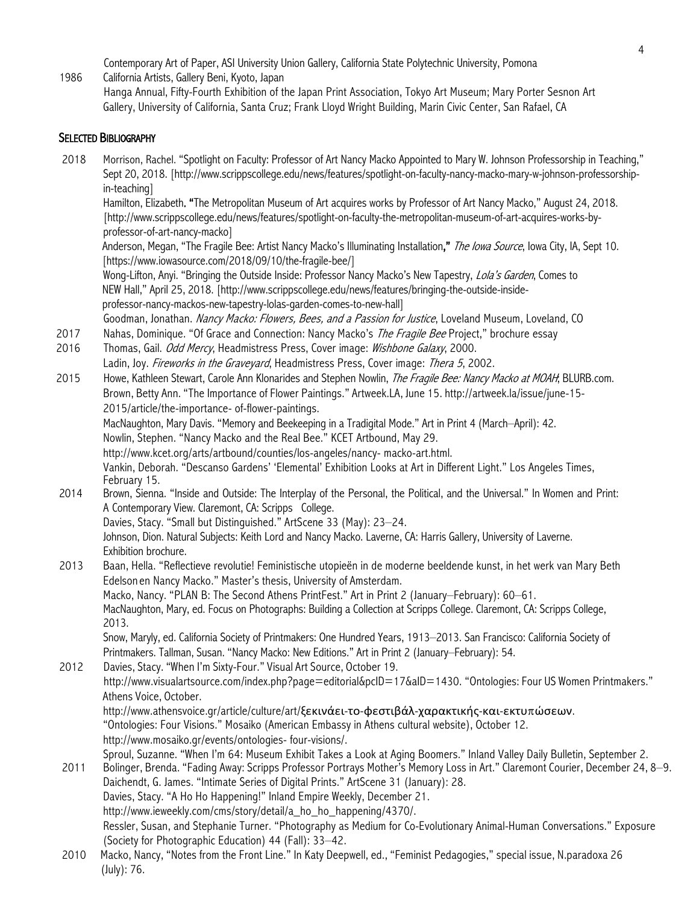Contemporary Art of Paper, ASI University Union Gallery, California State Polytechnic University, Pomona

1986 California Artists, Gallery Beni, Kyoto, Japan

Hanga Annual, Fifty-Fourth Exhibition of the Japan Print Association, Tokyo Art Museum; Mary Porter Sesnon Art Gallery, University of California, Santa Cruz; Frank Lloyd Wright Building, Marin Civic Center, San Rafael, CA

## SELECTED BIBLIOGRAPHY

2018 Morrison, Rachel. "Spotlight on Faculty: Professor of Art Nancy Macko Appointed to Mary W. Johnson Professorship in Teaching," Sept 20, 2018. [http://www.scrippscollege.edu/news/features/spotlight-on-faculty-nancy-macko-mary-w-johnson-professorship-in-teaching]

Hamilton, Elizabeth. **"**The Metropolitan Museum of Art acquires works by Professor of Art Nancy Macko," August 24, 2018. [http://www.scrippscollege.edu/news/features/spotlight-on-faculty-the-metropolitan-museum-of-art-acquires-works-by-professor-of-art-nancy-macko]

Anderson, Megan, "The Fragile Bee: Artist Nancy Macko's Illuminating Installation**,"** *The Iowa Source*, Iowa City, IA, Sept 10. [https://www.iowasource.com/2018/09/10/the-fragile-bee/]

Wong-Lifton, Anyi. "Bringing the Outside Inside: Professor Nancy Macko's New Tapestry, *Lola's Garden*, Comes to NEW Hall," April 25, 2018. [http://www.scrippscollege.edu/news/features/bringing-the-outside-inside-professor-nancy-mackos-new-tapestry-lolas-garden-comes-to-new-hall]

Goodman, Jonathan. *Nancy Macko: Flowers, Bees, and a Passion for Justice*, Loveland Museum, Loveland, CO

2017 Nahas, Dominique. "Of Grace and Connection: Nancy Macko's *The Fragile Bee* Project," brochure essay

2016 Thomas, Gail. *Odd Mercy*, Headmistress Press, Cover image: *Wishbone Galaxy*, 2000.

Ladin, Joy. *Fireworks in the Graveyard*, Headmistress Press, Cover image: *Thera 5*, 2002.

2015 Howe, Kathleen Stewart, Carole Ann Klonarides and Stephen Nowlin, *The Fragile Bee: Nancy Macko at MOAH*; BLURB.com.

Brown, Betty Ann. "The Importance of Flower Paintings." Artweek.LA, June 15. http://artweek.la/issue/june-15-2015/article/the-importance- of-flower-paintings.

MacNaughton, Mary Davis. "Memory and Beekeeping in a Tradigital Mode." Art in Print 4 (March–April): 42.

Nowlin, Stephen. "Nancy Macko and the Real Bee." KCET Artbound, May 29. http://www.kcet.org/arts/artbound/counties/los-angeles/nancy- macko-art.html.

Vankin, Deborah. "Descanso Gardens' 'Elemental' Exhibition Looks at Art in Different Light." Los Angeles Times, February 15.

2014 Brown, Sienna. "Inside and Outside: The Interplay of the Personal, the Political, and the Universal." In Women and Print: A Contemporary View. Claremont, CA: Scripps College.

Davies, Stacy. "Small but Distinguished." ArtScene 33 (May): 23–24.

Johnson, Dion. Natural Subjects: Keith Lord and Nancy Macko. Laverne, CA: Harris Gallery, University of Laverne. Exhibition brochure.

2013 Baan, Hella. "Reflectieve revolutie! Feministische utopieën in de moderne beeldende kunst, in het werk van Mary Beth Edelson en Nancy Macko." Master's thesis, University of Amsterdam.

Macko, Nancy. "PLAN B: The Second Athens PrintFest." Art in Print 2 (January–February): 60–61.

MacNaughton, Mary, ed. Focus on Photographs: Building a Collection at Scripps College. Claremont, CA: Scripps College, 2013.

Snow, Maryly, ed. California Society of Printmakers: One Hundred Years, 1913–2013. San Francisco: California Society of Printmakers. Tallman, Susan. "Nancy Macko: New Editions." Art in Print 2 (January–February): 54.

2012 Davies, Stacy. "When I'm Sixty-Four." Visual Art Source, October 19. http://www.visualartsource.com/index.php?page=editorial&pcID=17&aID=1430. "Ontologies: Four US Women Printmakers." Athens Voice, October.

http://www.athensvoice.gr/article/culture/art/ξεκινάει-το-φεστιβάλ-χαρακτικής-και-εκτυπώσεων.

"Ontologies: Four Visions." Mosaiko (American Embassy in Athens cultural website), October 12. http://www.mosaiko.gr/events/ontologies- four-visions/.

Sproul, Suzanne. "When I'm 64: Museum Exhibit Takes a Look at Aging Boomers." Inland Valley Daily Bulletin, September 2.

2011 Bolinger, Brenda. "Fading Away: Scripps Professor Portrays Mother's Memory Loss in Art." Claremont Courier, December 24, 8–9.

Daichendt, G. James. "Intimate Series of Digital Prints." ArtScene 31 (January): 28.

Davies, Stacy. "A Ho Ho Happening!" Inland Empire Weekly, December 21. http://www.ieweekly.com/cms/story/detail/a_ho_ho_happening/4370/.

Ressler, Susan, and Stephanie Turner. "Photography as Medium for Co-Evolutionary Animal-Human Conversations." Exposure (Society for Photographic Education) 44 (Fall): 33–42.

2010 Macko, Nancy, "Notes from the Front Line." In Katy Deepwell, ed., "Feminist Pedagogies," special issue, N.paradoxa 26 (July): 76.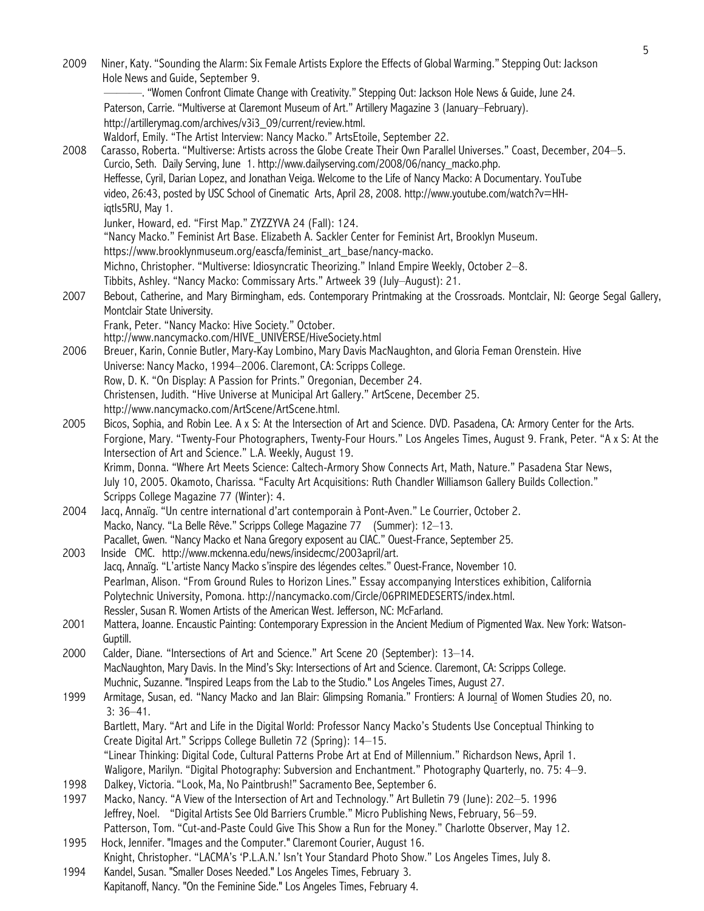2009 Niner, Katy. "Sounding the Alarm: Six Female Artists Explore the Effects of Global Warming." Stepping Out: Jackson Hole News and Guide, September 9.

———. "Women Confront Climate Change with Creativity." Stepping Out: Jackson Hole News & Guide, June 24.

Paterson, Carrie. "Multiverse at Claremont Museum of Art." Artillery Magazine 3 (January–February). http://artillerymag.com/archives/v3i3_09/current/review.html.

Waldorf, Emily. "The Artist Interview: Nancy Macko." ArtsEtoile, September 22.

2008 Carasso, Roberta. "Multiverse: Artists across the Globe Create Their Own Parallel Universes." Coast, December, 204–5.

Curcio, Seth. Daily Serving, June 1. http://www.dailyserving.com/2008/06/nancy_macko.php.

Heffesse, Cyril, Darian Lopez, and Jonathan Veiga. Welcome to the Life of Nancy Macko: A Documentary. YouTube video, 26:43, posted by USC School of Cinematic Arts, April 28, 2008. http://www.youtube.com/watch?v=HH-iqtIs5RU, May 1.

Junker, Howard, ed. "First Map." ZYZZYVA 24 (Fall): 124.

"Nancy Macko." Feminist Art Base. Elizabeth A. Sackler Center for Feminist Art, Brooklyn Museum. https://www.brooklynmuseum.org/eascfa/feminist_art_base/nancy-macko.

Michno, Christopher. "Multiverse: Idiosyncratic Theorizing." Inland Empire Weekly, October 2–8.

Tibbits, Ashley. "Nancy Macko: Commissary Arts." Artweek 39 (July–August): 21.

2007 Bebout, Catherine, and Mary Birmingham, eds. Contemporary Printmaking at the Crossroads. Montclair, NJ: George Segal Gallery, Montclair State University.

Frank, Peter. "Nancy Macko: Hive Society." October. http://www.nancymacko.com/HIVE_UNIVERSE/HiveSociety.html

2006 Breuer, Karin, Connie Butler, Mary-Kay Lombino, Mary Davis MacNaughton, and Gloria Feman Orenstein. Hive Universe: Nancy Macko, 1994–2006. Claremont, CA: Scripps College.

Row, D. K. "On Display: A Passion for Prints." Oregonian, December 24.

Christensen, Judith. "Hive Universe at Municipal Art Gallery." ArtScene, December 25. http://www.nancymacko.com/ArtScene/ArtScene.html.

2005 Bicos, Sophia, and Robin Lee. A x S: At the Intersection of Art and Science. DVD. Pasadena, CA: Armory Center for the Arts.

Forgione, Mary. "Twenty-Four Photographers, Twenty-Four Hours." Los Angeles Times, August 9. Frank, Peter. "A x S: At the Intersection of Art and Science." L.A. Weekly, August 19.

Krimm, Donna. "Where Art Meets Science: Caltech-Armory Show Connects Art, Math, Nature." Pasadena Star News, July 10, 2005. Okamoto, Charissa. "Faculty Art Acquisitions: Ruth Chandler Williamson Gallery Builds Collection." Scripps College Magazine 77 (Winter): 4.

2004 Jacq, Annaïg. "Un centre international d'art contemporain à Pont-Aven." Le Courrier, October 2.

Macko, Nancy. "La Belle Rêve." Scripps College Magazine 77 (Summer): 12–13.

Pacallet, Gwen. "Nancy Macko et Nana Gregory exposent au CIAC." Ouest-France, September 25.

2003 Inside CMC. http://www.mckenna.edu/news/insidecmc/2003april/art.

Jacq, Annaïg. "L'artiste Nancy Macko s'inspire des légendes celtes." Ouest-France, November 10.

Pearlman, Alison. "From Ground Rules to Horizon Lines." Essay accompanying Interstices exhibition, California Polytechnic University, Pomona. http://nancymacko.com/Circle/06PRIMEDESERTS/index.html.

Ressler, Susan R. Women Artists of the American West. Jefferson, NC: McFarland.

2001 Mattera, Joanne. Encaustic Painting: Contemporary Expression in the Ancient Medium of Pigmented Wax. New York: Watson-Guptill.

2000 Calder, Diane. "Intersections of Art and Science." Art Scene 20 (September): 13–14.

MacNaughton, Mary Davis. In the Mind's Sky: Intersections of Art and Science. Claremont, CA: Scripps College.

Muchnic, Suzanne. "Inspired Leaps from the Lab to the Studio." Los Angeles Times, August 27.

1999 Armitage, Susan, ed. "Nancy Macko and Jan Blair: Glimpsing Romania." Frontiers: A Journal of Women Studies 20, no. 3: 36–41.

Bartlett, Mary. "Art and Life in the Digital World: Professor Nancy Macko's Students Use Conceptual Thinking to Create Digital Art." Scripps College Bulletin 72 (Spring): 14–15.

"Linear Thinking: Digital Code, Cultural Patterns Probe Art at End of Millennium." Richardson News, April 1.

Waligore, Marilyn. "Digital Photography: Subversion and Enchantment." Photography Quarterly, no. 75: 4–9.

1998 Dalkey, Victoria. "Look, Ma, No Paintbrush!" Sacramento Bee, September 6.

1997 Macko, Nancy. "A View of the Intersection of Art and Technology." Art Bulletin 79 (June): 202–5. 1996

Jeffrey, Noel. "Digital Artists See Old Barriers Crumble." Micro Publishing News, February, 56–59.

Patterson, Tom. "Cut-and-Paste Could Give This Show a Run for the Money." Charlotte Observer, May 12.

1995 Hock, Jennifer. "Images and the Computer." Claremont Courier, August 16.

Knight, Christopher. "LACMA's 'P.L.A.N.' Isn't Your Standard Photo Show." Los Angeles Times, July 8.

1994 Kandel, Susan. "Smaller Doses Needed." Los Angeles Times, February 3.

Kapitanoff, Nancy. "On the Feminine Side." Los Angeles Times, February 4.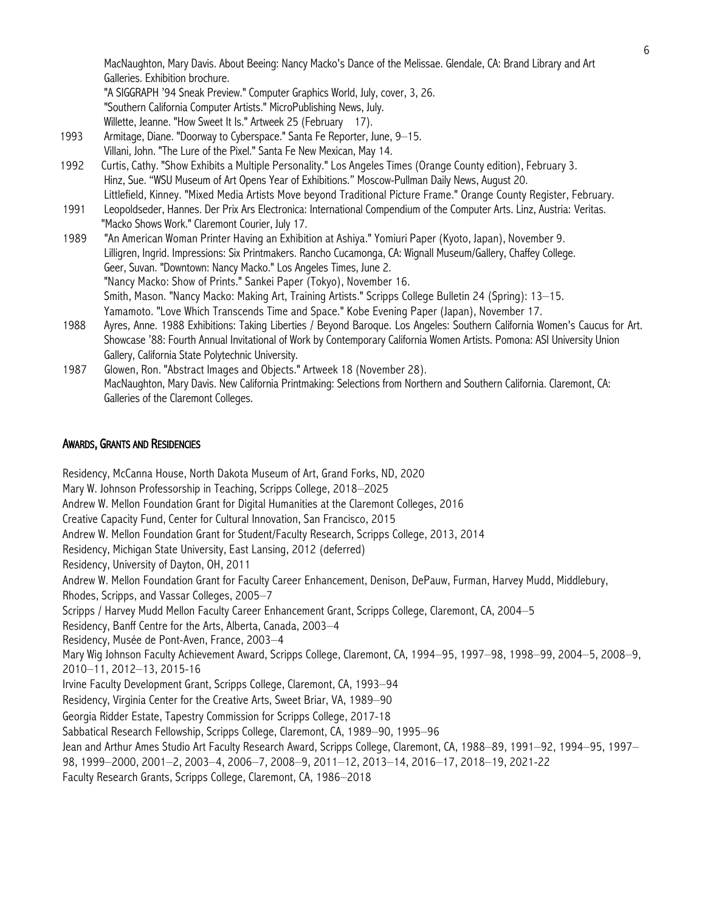MacNaughton, Mary Davis. About Beeing: Nancy Macko's Dance of the Melissae. Glendale, CA: Brand Library and Art Galleries. Exhibition brochure.
"A SIGGRAPH '94 Sneak Preview." Computer Graphics World, July, cover, 3, 26.
"Southern California Computer Artists." MicroPublishing News, July.
Willette, Jeanne. "How Sweet It Is." Artweek 25 (February 17).

1993 Armitage, Diane. "Doorway to Cyberspace." Santa Fe Reporter, June, 9–15.
Villani, John. "The Lure of the Pixel." Santa Fe New Mexican, May 14.

1992 Curtis, Cathy. "Show Exhibits a Multiple Personality." Los Angeles Times (Orange County edition), February 3.
Hinz, Sue. "WSU Museum of Art Opens Year of Exhibitions." Moscow-Pullman Daily News, August 20.
Littlefield, Kinney. "Mixed Media Artists Move beyond Traditional Picture Frame." Orange County Register, February.

1991 Leopoldseder, Hannes. Der Prix Ars Electronica: International Compendium of the Computer Arts. Linz, Austria: Veritas.
"Macko Shows Work." Claremont Courier, July 17.

1989 "An American Woman Printer Having an Exhibition at Ashiya." Yomiuri Paper (Kyoto, Japan), November 9.
Lilligren, Ingrid. Impressions: Six Printmakers. Rancho Cucamonga, CA: Wignall Museum/Gallery, Chaffey College.
Geer, Suvan. "Downtown: Nancy Macko." Los Angeles Times, June 2.
"Nancy Macko: Show of Prints." Sankei Paper (Tokyo), November 16.
Smith, Mason. "Nancy Macko: Making Art, Training Artists." Scripps College Bulletin 24 (Spring): 13–15.
Yamamoto. "Love Which Transcends Time and Space." Kobe Evening Paper (Japan), November 17.

1988 Ayres, Anne. 1988 Exhibitions: Taking Liberties / Beyond Baroque. Los Angeles: Southern California Women's Caucus for Art.
Showcase '88: Fourth Annual Invitational of Work by Contemporary California Women Artists. Pomona: ASI University Union Gallery, California State Polytechnic University.

1987 Glowen, Ron. "Abstract Images and Objects." Artweek 18 (November 28).
MacNaughton, Mary Davis. New California Printmaking: Selections from Northern and Southern California. Claremont, CA: Galleries of the Claremont Colleges.

## AWARDS, GRANTS AND RESIDENCIES

Residency, McCanna House, North Dakota Museum of Art, Grand Forks, ND, 2020
Mary W. Johnson Professorship in Teaching, Scripps College, 2018–2025
Andrew W. Mellon Foundation Grant for Digital Humanities at the Claremont Colleges, 2016
Creative Capacity Fund, Center for Cultural Innovation, San Francisco, 2015
Andrew W. Mellon Foundation Grant for Student/Faculty Research, Scripps College, 2013, 2014
Residency, Michigan State University, East Lansing, 2012 (deferred)
Residency, University of Dayton, OH, 2011
Andrew W. Mellon Foundation Grant for Faculty Career Enhancement, Denison, DePauw, Furman, Harvey Mudd, Middlebury, Rhodes, Scripps, and Vassar Colleges, 2005–7
Scripps / Harvey Mudd Mellon Faculty Career Enhancement Grant, Scripps College, Claremont, CA, 2004–5
Residency, Banff Centre for the Arts, Alberta, Canada, 2003–4
Residency, Musée de Pont-Aven, France, 2003–4
Mary Wig Johnson Faculty Achievement Award, Scripps College, Claremont, CA, 1994–95, 1997–98, 1998–99, 2004–5, 2008–9, 2010–11, 2012–13, 2015-16
Irvine Faculty Development Grant, Scripps College, Claremont, CA, 1993–94
Residency, Virginia Center for the Creative Arts, Sweet Briar, VA, 1989–90
Georgia Ridder Estate, Tapestry Commission for Scripps College, 2017-18
Sabbatical Research Fellowship, Scripps College, Claremont, CA, 1989–90, 1995–96
Jean and Arthur Ames Studio Art Faculty Research Award, Scripps College, Claremont, CA, 1988–89, 1991–92, 1994–95, 1997–98, 1999–2000, 2001–2, 2003–4, 2006–7, 2008–9, 2011–12, 2013–14, 2016–17, 2018–19, 2021-22
Faculty Research Grants, Scripps College, Claremont, CA, 1986–2018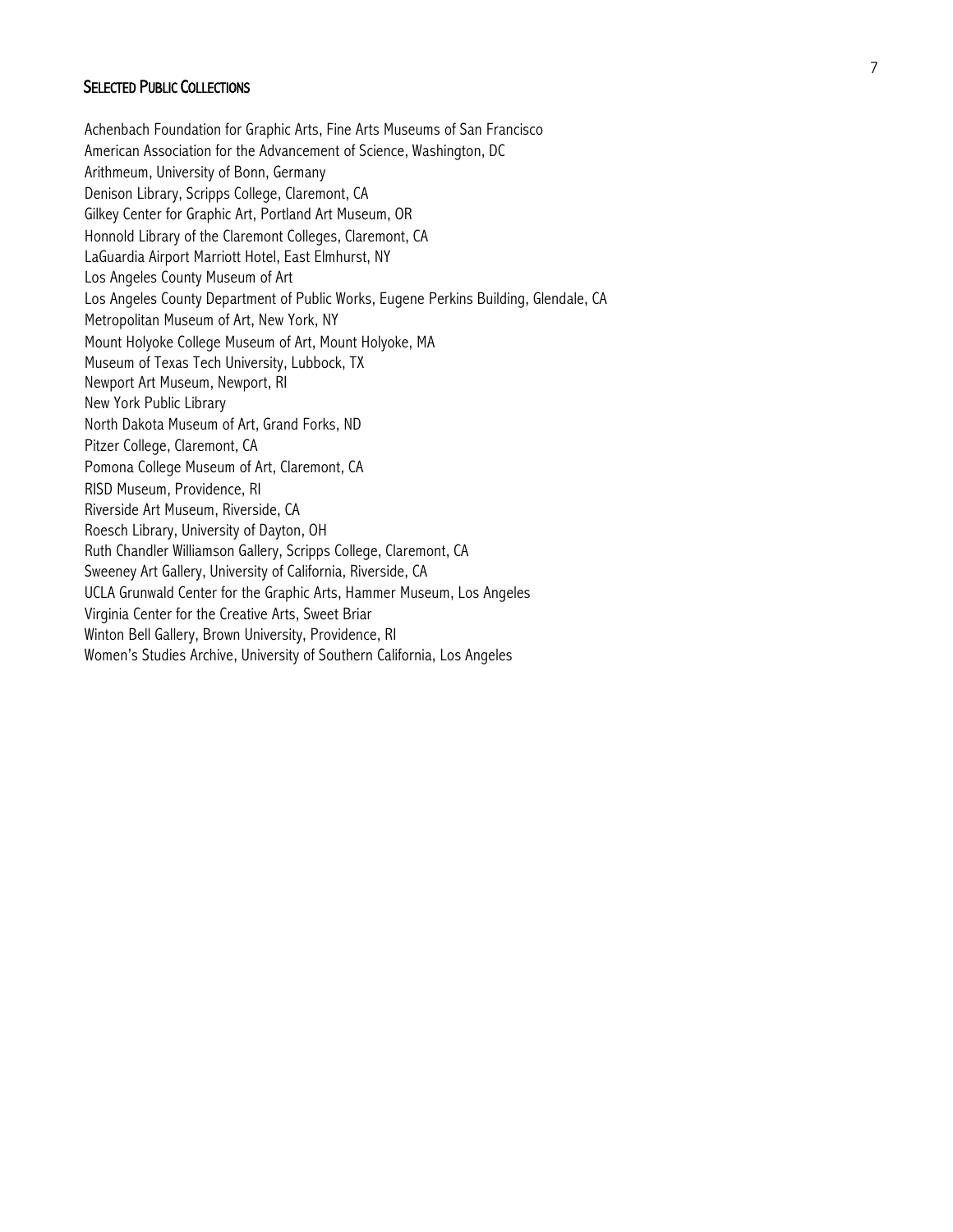## Selected Public Collections

Achenbach Foundation for Graphic Arts, Fine Arts Museums of San Francisco
American Association for the Advancement of Science, Washington, DC
Arithmeum, University of Bonn, Germany
Denison Library, Scripps College, Claremont, CA
Gilkey Center for Graphic Art, Portland Art Museum, OR
Honnold Library of the Claremont Colleges, Claremont, CA
LaGuardia Airport Marriott Hotel, East Elmhurst, NY
Los Angeles County Museum of Art
Los Angeles County Department of Public Works, Eugene Perkins Building, Glendale, CA
Metropolitan Museum of Art, New York, NY
Mount Holyoke College Museum of Art, Mount Holyoke, MA
Museum of Texas Tech University, Lubbock, TX
Newport Art Museum, Newport, RI
New York Public Library
North Dakota Museum of Art, Grand Forks, ND
Pitzer College, Claremont, CA
Pomona College Museum of Art, Claremont, CA
RISD Museum, Providence, RI
Riverside Art Museum, Riverside, CA
Roesch Library, University of Dayton, OH
Ruth Chandler Williamson Gallery, Scripps College, Claremont, CA
Sweeney Art Gallery, University of California, Riverside, CA
UCLA Grunwald Center for the Graphic Arts, Hammer Museum, Los Angeles
Virginia Center for the Creative Arts, Sweet Briar
Winton Bell Gallery, Brown University, Providence, RI
Women's Studies Archive, University of Southern California, Los Angeles